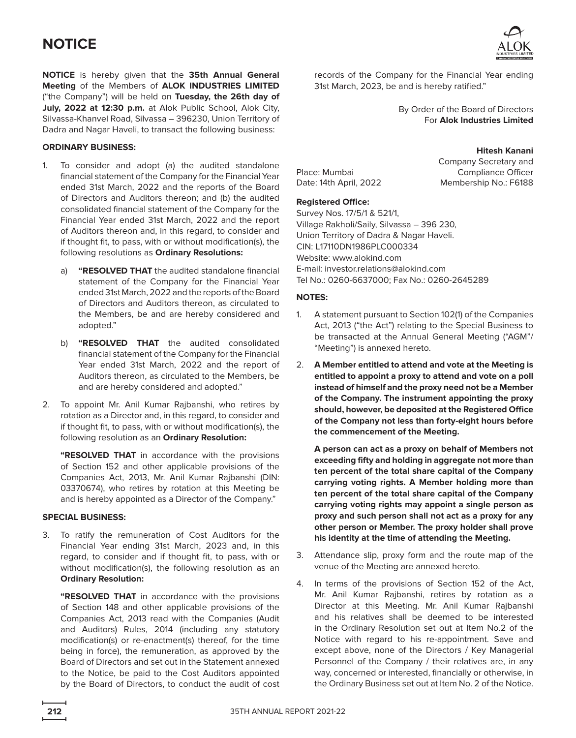# NOTICE

**NOTICE** is hereby given that the **35th Annual General Meeting** of the Members of **ALOK INDUSTRIES LIMITED** ("the Company") will be held on **Tuesday, the 26th day of July, 2022 at 12:30 p.m.** at Alok Public School, Alok City, Silvassa-Khanvel Road, Silvassa – 396230, Union Territory of Dadra and Nagar Haveli, to transact the following business:

## ORDINARY BUSINESS:

1. To consider and adopt (a) the audited standalone financial statement of the Company for the Financial Year ended 31st March, 2022 and the reports of the Board of Directors and Auditors thereon; and (b) the audited consolidated financial statement of the Company for the Financial Year ended 31st March, 2022 and the report of Auditors thereon and, in this regard, to consider and if thought fit, to pass, with or without modification(s), the following resolutions as **Ordinary Resolutions:**

   a) **"RESOLVED THAT** the audited standalone financial statement of the Company for the Financial Year ended 31st March, 2022 and the reports of the Board of Directors and Auditors thereon, as circulated to the Members, be and are hereby considered and adopted."

   b) **"RESOLVED THAT** the audited consolidated financial statement of the Company for the Financial Year ended 31st March, 2022 and the report of Auditors thereon, as circulated to the Members, be and are hereby considered and adopted."

2. To appoint Mr. Anil Kumar Rajbanshi, who retires by rotation as a Director and, in this regard, to consider and if thought fit, to pass, with or without modification(s), the following resolution as an **Ordinary Resolution:**

   **"RESOLVED THAT** in accordance with the provisions of Section 152 and other applicable provisions of the Companies Act, 2013, Mr. Anil Kumar Rajbanshi (DIN: 03370674), who retires by rotation at this Meeting be and is hereby appointed as a Director of the Company."

## SPECIAL BUSINESS:

3. To ratify the remuneration of Cost Auditors for the Financial Year ending 31st March, 2023 and, in this regard, to consider and if thought fit, to pass, with or without modification(s), the following resolution as an **Ordinary Resolution:**

   **"RESOLVED THAT** in accordance with the provisions of Section 148 and other applicable provisions of the Companies Act, 2013 read with the Companies (Audit and Auditors) Rules, 2014 (including any statutory modification(s) or re-enactment(s) thereof, for the time being in force), the remuneration, as approved by the Board of Directors and set out in the Statement annexed to the Notice, be paid to the Cost Auditors appointed by the Board of Directors, to conduct the audit of cost records of the Company for the Financial Year ending 31st March, 2023, be and is hereby ratified."

By Order of the Board of Directors
For **Alok Industries Limited**

**Hitesh Kanani**
Company Secretary and
Compliance Officer
Membership No.: F6188

Place: Mumbai
Date: 14th April, 2022

**Registered Office:**
Survey Nos. 17/5/1 & 521/1,
Village Rakholi/Saily, Silvassa – 396 230,
Union Territory of Dadra & Nagar Haveli.
CIN: L17110DN1986PLC000334
Website: www.alokind.com
E-mail: investor.relations@alokind.com
Tel No.: 0260-6637000; Fax No.: 0260-2645289

## NOTES:

1. A statement pursuant to Section 102(1) of the Companies Act, 2013 ("the Act") relating to the Special Business to be transacted at the Annual General Meeting ("AGM"/ "Meeting") is annexed hereto.

2. **A Member entitled to attend and vote at the Meeting is entitled to appoint a proxy to attend and vote on a poll instead of himself and the proxy need not be a Member of the Company. The instrument appointing the proxy should, however, be deposited at the Registered Office of the Company not less than forty-eight hours before the commencement of the Meeting.**

   **A person can act as a proxy on behalf of Members not exceeding fifty and holding in aggregate not more than ten percent of the total share capital of the Company carrying voting rights. A Member holding more than ten percent of the total share capital of the Company carrying voting rights may appoint a single person as proxy and such person shall not act as a proxy for any other person or Member. The proxy holder shall prove his identity at the time of attending the Meeting.**

3. Attendance slip, proxy form and the route map of the venue of the Meeting are annexed hereto.

4. In terms of the provisions of Section 152 of the Act, Mr. Anil Kumar Rajbanshi, retires by rotation as a Director at this Meeting. Mr. Anil Kumar Rajbanshi and his relatives shall be deemed to be interested in the Ordinary Resolution set out at Item No.2 of the Notice with regard to his re-appointment. Save and except above, none of the Directors / Key Managerial Personnel of the Company / their relatives are, in any way, concerned or interested, financially or otherwise, in the Ordinary Business set out at Item No. 2 of the Notice.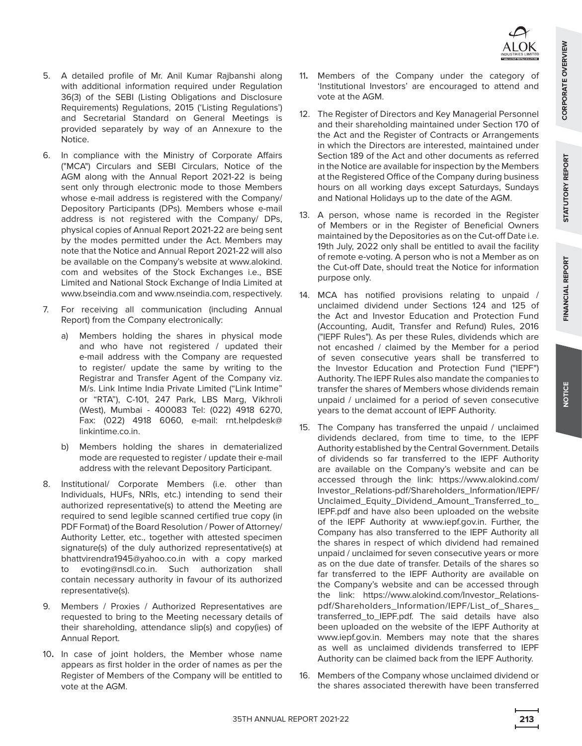5. A detailed profile of Mr. Anil Kumar Rajbanshi along with additional information required under Regulation 36(3) of the SEBI (Listing Obligations and Disclosure Requirements) Regulations, 2015 ('Listing Regulations') and Secretarial Standard on General Meetings is provided separately by way of an Annexure to the Notice.

6. In compliance with the Ministry of Corporate Affairs ("MCA") Circulars and SEBI Circulars, Notice of the AGM along with the Annual Report 2021-22 is being sent only through electronic mode to those Members whose e-mail address is registered with the Company/ Depository Participants (DPs). Members whose e-mail address is not registered with the Company/ DPs, physical copies of Annual Report 2021-22 are being sent by the modes permitted under the Act. Members may note that the Notice and Annual Report 2021-22 will also be available on the Company's website at www.alokind.com and websites of the Stock Exchanges i.e., BSE Limited and National Stock Exchange of India Limited at www.bseindia.com and www.nseindia.com, respectively.

7. For receiving all communication (including Annual Report) from the Company electronically:

   a) Members holding the shares in physical mode and who have not registered / updated their e-mail address with the Company are requested to register/ update the same by writing to the Registrar and Transfer Agent of the Company viz. M/s. Link Intime India Private Limited ("Link Intime" or "RTA"), C-101, 247 Park, LBS Marg, Vikhroli (West), Mumbai - 400083 Tel: (022) 4918 6270, Fax: (022) 4918 6060, e-mail: rnt.helpdesk@linkintime.co.in.

   b) Members holding the shares in dematerialized mode are requested to register / update their e-mail address with the relevant Depository Participant.

8. Institutional/ Corporate Members (i.e. other than Individuals, HUFs, NRIs, etc.) intending to send their authorized representative(s) to attend the Meeting are required to send legible scanned certified true copy (in PDF Format) of the Board Resolution / Power of Attorney/ Authority Letter, etc., together with attested specimen signature(s) of the duly authorized representative(s) at bhattvirendra1945@yahoo.co.in with a copy marked to evoting@nsdl.co.in. Such authorization shall contain necessary authority in favour of its authorized representative(s).

9. Members / Proxies / Authorized Representatives are requested to bring to the Meeting necessary details of their shareholding, attendance slip(s) and copy(ies) of Annual Report.

10. In case of joint holders, the Member whose name appears as first holder in the order of names as per the Register of Members of the Company will be entitled to vote at the AGM.

11. Members of the Company under the category of 'Institutional Investors' are encouraged to attend and vote at the AGM.

12. The Register of Directors and Key Managerial Personnel and their shareholding maintained under Section 170 of the Act and the Register of Contracts or Arrangements in which the Directors are interested, maintained under Section 189 of the Act and other documents as referred in the Notice are available for inspection by the Members at the Registered Office of the Company during business hours on all working days except Saturdays, Sundays and National Holidays up to the date of the AGM.

13. A person, whose name is recorded in the Register of Members or in the Register of Beneficial Owners maintained by the Depositories as on the Cut-off Date i.e. 19th July, 2022 only shall be entitled to avail the facility of remote e-voting. A person who is not a Member as on the Cut-off Date, should treat the Notice for information purpose only.

14. MCA has notified provisions relating to unpaid / unclaimed dividend under Sections 124 and 125 of the Act and Investor Education and Protection Fund (Accounting, Audit, Transfer and Refund) Rules, 2016 ("IEPF Rules"). As per these Rules, dividends which are not encashed / claimed by the Member for a period of seven consecutive years shall be transferred to the Investor Education and Protection Fund ("IEPF") Authority. The IEPF Rules also mandate the companies to transfer the shares of Members whose dividends remain unpaid / unclaimed for a period of seven consecutive years to the demat account of IEPF Authority.

15. The Company has transferred the unpaid / unclaimed dividends declared, from time to time, to the IEPF Authority established by the Central Government. Details of dividends so far transferred to the IEPF Authority are available on the Company's website and can be accessed through the link: https://www.alokind.com/Investor_Relations-pdf/Shareholders_Information/IEPF/Unclaimed_Equity_Dividend_Amount_Transferred_to_IEPF.pdf and have also been uploaded on the website of the IEPF Authority at www.iepf.gov.in. Further, the Company has also transferred to the IEPF Authority all the shares in respect of which dividend had remained unpaid / unclaimed for seven consecutive years or more as on the due date of transfer. Details of the shares so far transferred to the IEPF Authority are available on the Company's website and can be accessed through the link: https://www.alokind.com/Investor_Relations-pdf/Shareholders_Information/IEPF/List_of_Shares_transferred_to_IEPF.pdf. The said details have also been uploaded on the website of the IEPF Authority at www.iepf.gov.in. Members may note that the shares as well as unclaimed dividends transferred to IEPF Authority can be claimed back from the IEPF Authority.

16. Members of the Company whose unclaimed dividend or the shares associated therewith have been transferred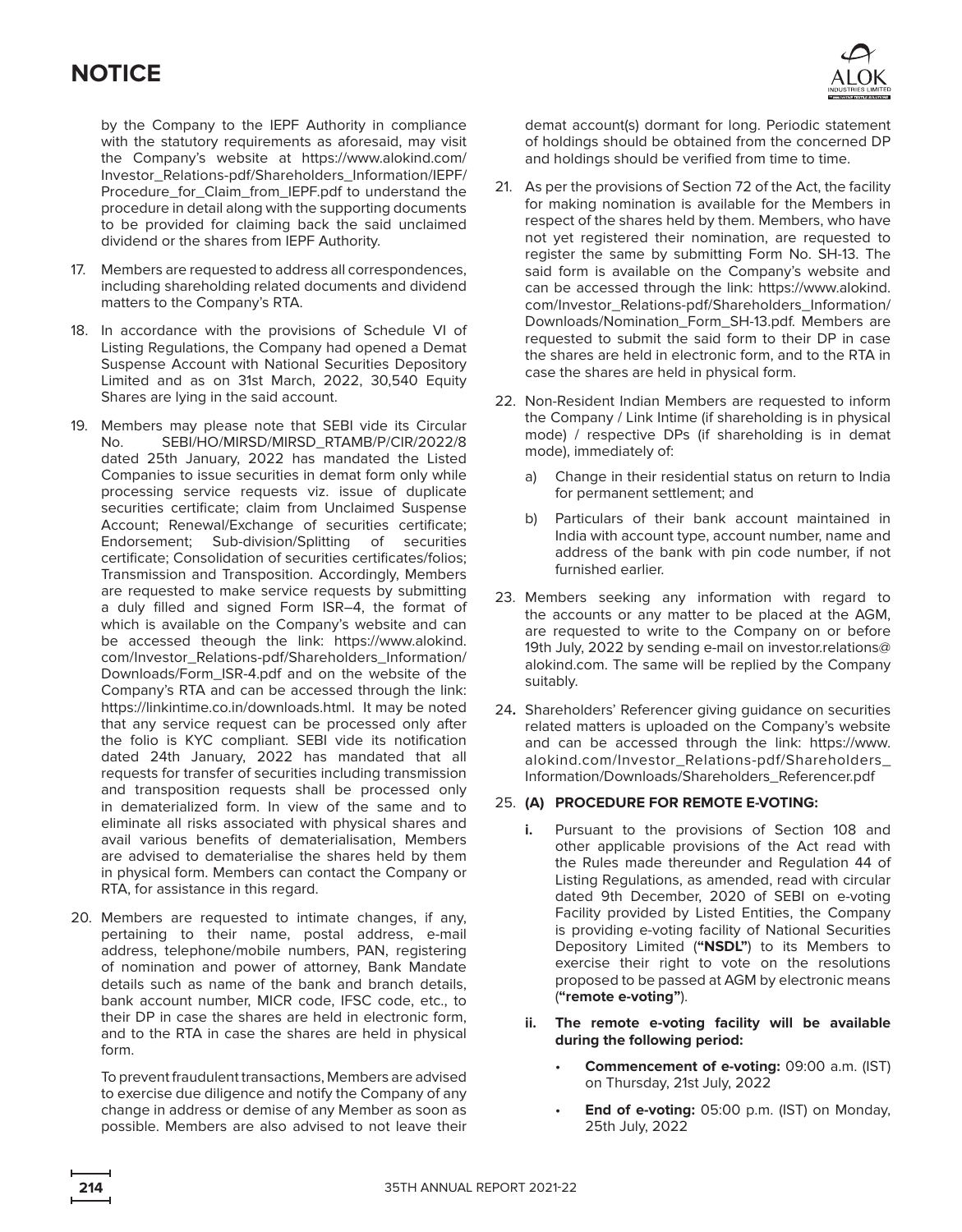by the Company to the IEPF Authority in compliance with the statutory requirements as aforesaid, may visit the Company's website at https://www.alokind.com/Investor_Relations-pdf/Shareholders_Information/IEPF/Procedure_for_Claim_from_IEPF.pdf to understand the procedure in detail along with the supporting documents to be provided for claiming back the said unclaimed dividend or the shares from IEPF Authority.

17. Members are requested to address all correspondences, including shareholding related documents and dividend matters to the Company's RTA.

18. In accordance with the provisions of Schedule VI of Listing Regulations, the Company had opened a Demat Suspense Account with National Securities Depository Limited and as on 31st March, 2022, 30,540 Equity Shares are lying in the said account.

19. Members may please note that SEBI vide its Circular No. SEBI/HO/MIRSD/MIRSD_RTAMB/P/CIR/2022/8 dated 25th January, 2022 has mandated the Listed Companies to issue securities in demat form only while processing service requests viz. issue of duplicate securities certificate; claim from Unclaimed Suspense Account; Renewal/Exchange of securities certificate; Endorsement; Sub-division/Splitting of securities certificate; Consolidation of securities certificates/folios; Transmission and Transposition. Accordingly, Members are requested to make service requests by submitting a duly filled and signed Form ISR–4, the format of which is available on the Company's website and can be accessed theough the link: https://www.alokind.com/Investor_Relations-pdf/Shareholders_Information/Downloads/Form_ISR-4.pdf and on the website of the Company's RTA and can be accessed through the link: https://linkintime.co.in/downloads.html. It may be noted that any service request can be processed only after the folio is KYC compliant. SEBI vide its notification dated 24th January, 2022 has mandated that all requests for transfer of securities including transmission and transposition requests shall be processed only in dematerialized form. In view of the same and to eliminate all risks associated with physical shares and avail various benefits of dematerialisation, Members are advised to dematerialise the shares held by them in physical form. Members can contact the Company or RTA, for assistance in this regard.

20. Members are requested to intimate changes, if any, pertaining to their name, postal address, e-mail address, telephone/mobile numbers, PAN, registering of nomination and power of attorney, Bank Mandate details such as name of the bank and branch details, bank account number, MICR code, IFSC code, etc., to their DP in case the shares are held in electronic form, and to the RTA in case the shares are held in physical form.

    To prevent fraudulent transactions, Members are advised to exercise due diligence and notify the Company of any change in address or demise of any Member as soon as possible. Members are also advised to not leave their demat account(s) dormant for long. Periodic statement of holdings should be obtained from the concerned DP and holdings should be verified from time to time.

21. As per the provisions of Section 72 of the Act, the facility for making nomination is available for the Members in respect of the shares held by them. Members, who have not yet registered their nomination, are requested to register the same by submitting Form No. SH-13. The said form is available on the Company's website and can be accessed through the link: https://www.alokind.com/Investor_Relations-pdf/Shareholders_Information/Downloads/Nomination_Form_SH-13.pdf. Members are requested to submit the said form to their DP in case the shares are held in electronic form, and to the RTA in case the shares are held in physical form.

22. Non-Resident Indian Members are requested to inform the Company / Link Intime (if shareholding is in physical mode) / respective DPs (if shareholding is in demat mode), immediately of:

    a) Change in their residential status on return to India for permanent settlement; and

    b) Particulars of their bank account maintained in India with account type, account number, name and address of the bank with pin code number, if not furnished earlier.

23. Members seeking any information with regard to the accounts or any matter to be placed at the AGM, are requested to write to the Company on or before 19th July, 2022 by sending e-mail on investor.relations@alokind.com. The same will be replied by the Company suitably.

24. Shareholders' Referencer giving guidance on securities related matters is uploaded on the Company's website and can be accessed through the link: https://www.alokind.com/Investor_Relations-pdf/Shareholders_Information/Downloads/Shareholders_Referencer.pdf

25. **(A) PROCEDURE FOR REMOTE E-VOTING:**

    **i.** Pursuant to the provisions of Section 108 and other applicable provisions of the Act read with the Rules made thereunder and Regulation 44 of Listing Regulations, as amended, read with circular dated 9th December, 2020 of SEBI on e-voting Facility provided by Listed Entities, the Company is providing e-voting facility of National Securities Depository Limited (**"NSDL"**) to its Members to exercise their right to vote on the resolutions proposed to be passed at AGM by electronic means (**"remote e-voting"**).

    **ii. The remote e-voting facility will be available during the following period:**

    - **Commencement of e-voting:** 09:00 a.m. (IST) on Thursday, 21st July, 2022
    - **End of e-voting:** 05:00 p.m. (IST) on Monday, 25th July, 2022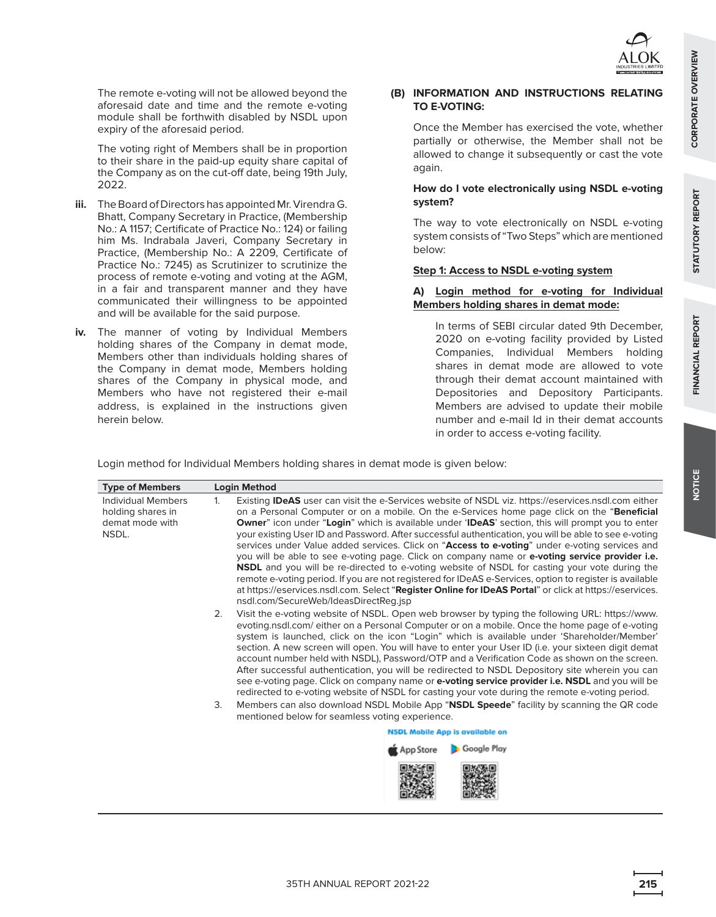The remote e-voting will not be allowed beyond the aforesaid date and time and the remote e-voting module shall be forthwith disabled by NSDL upon expiry of the aforesaid period.

The voting right of Members shall be in proportion to their share in the paid-up equity share capital of the Company as on the cut-off date, being 19th July, 2022.

**iii.** The Board of Directors has appointed Mr. Virendra G. Bhatt, Company Secretary in Practice, (Membership No.: A 1157; Certificate of Practice No.: 124) or failing him Ms. Indrabala Javeri, Company Secretary in Practice, (Membership No.: A 2209, Certificate of Practice No.: 7245) as Scrutinizer to scrutinize the process of remote e-voting and voting at the AGM, in a fair and transparent manner and they have communicated their willingness to be appointed and will be available for the said purpose.

**iv.** The manner of voting by Individual Members holding shares of the Company in demat mode, Members other than individuals holding shares of the Company in demat mode, Members holding shares of the Company in physical mode, and Members who have not registered their e-mail address, is explained in the instructions given herein below.

## (B) INFORMATION AND INSTRUCTIONS RELATING TO E-VOTING:

Once the Member has exercised the vote, whether partially or otherwise, the Member shall not be allowed to change it subsequently or cast the vote again.

**How do I vote electronically using NSDL e-voting system?**

The way to vote electronically on NSDL e-voting system consists of "Two Steps" which are mentioned below:

**Step 1: Access to NSDL e-voting system**

**A) Login method for e-voting for Individual Members holding shares in demat mode:**

In terms of SEBI circular dated 9th December, 2020 on e-voting facility provided by Listed Companies, Individual Members holding shares in demat mode are allowed to vote through their demat account maintained with Depositories and Depository Participants. Members are advised to update their mobile number and e-mail Id in their demat accounts in order to access e-voting facility.

Login method for Individual Members holding shares in demat mode is given below:

| Type of Members | Login Method |
| --- | --- |
| Individual Members holding shares in demat mode with NSDL. | 1. Existing **IDeAS** user can visit the e-Services website of NSDL viz. https://eservices.nsdl.com either on a Personal Computer or on a mobile. On the e-Services home page click on the "**Beneficial Owner**" icon under "**Login**" which is available under '**IDeAS**' section, this will prompt you to enter your existing User ID and Password. After successful authentication, you will be able to see e-voting services under Value added services. Click on "**Access to e-voting**" under e-voting services and you will be able to see e-voting page. Click on company name or **e-voting service provider i.e. NSDL** and you will be re-directed to e-voting website of NSDL for casting your vote during the remote e-voting period. If you are not registered for IDeAS e-Services, option to register is available at https://eservices.nsdl.com. Select "**Register Online for IDeAS Portal**" or click at https://eservices.nsdl.com/SecureWeb/IdeasDirectReg.jsp<br>2. Visit the e-voting website of NSDL. Open web browser by typing the following URL: https://www.evoting.nsdl.com/ either on a Personal Computer or on a mobile. Once the home page of e-voting system is launched, click on the icon "Login" which is available under 'Shareholder/Member' section. A new screen will open. You will have to enter your User ID (i.e. your sixteen digit demat account number held with NSDL), Password/OTP and a Verification Code as shown on the screen. After successful authentication, you will be redirected to NSDL Depository site wherein you can see e-voting page. Click on company name or **e-voting service provider i.e. NSDL** and you will be redirected to e-voting website of NSDL for casting your vote during the remote e-voting period.<br>3. Members can also download NSDL Mobile App "**NSDL Speede**" facility by scanning the QR code mentioned below for seamless voting experience.<br>**NSDL Mobile App is available on** App Store Google Play |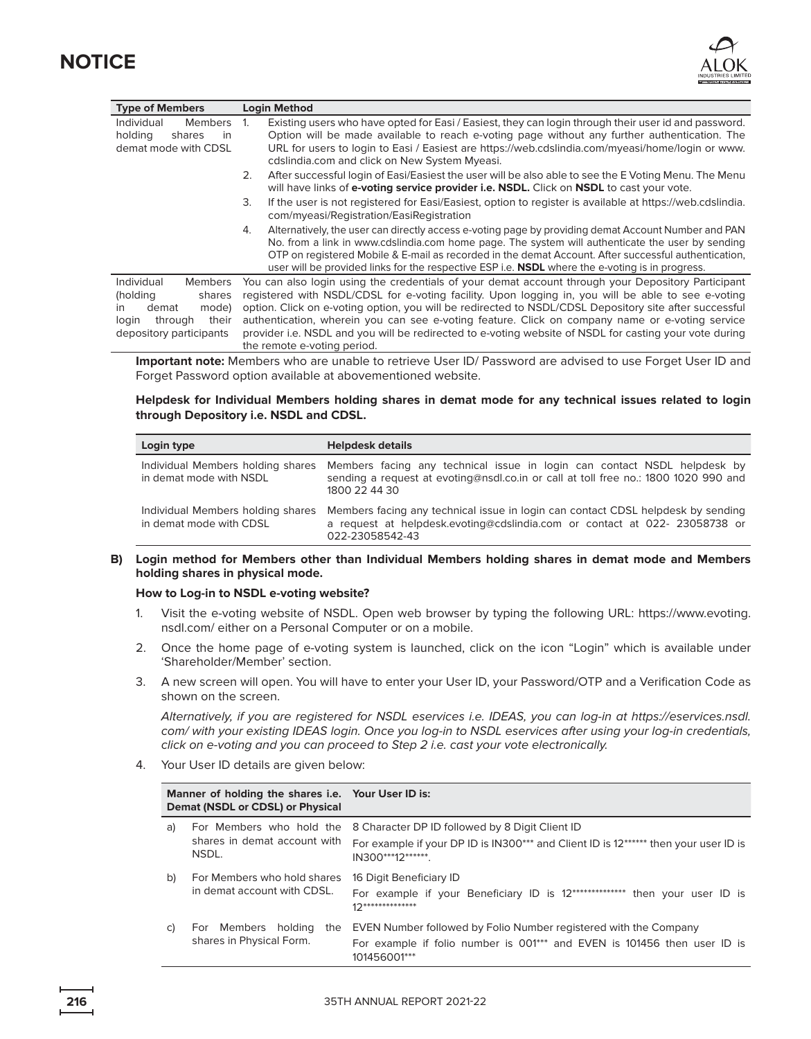# NOTICE

| Type of Members | Login Method |
|---|---|
| Individual Members holding shares in demat mode with CDSL | 1. Existing users who have opted for Easi / Easiest, they can login through their user id and password. Option will be made available to reach e-voting page without any further authentication. The URL for users to login to Easi / Easiest are https://web.cdslindia.com/myeasi/home/login or www.cdslindia.com and click on New System Myeasi.<br>2. After successful login of Easi/Easiest the user will be also able to see the E Voting Menu. The Menu will have links of **e-voting service provider i.e. NSDL.** Click on **NSDL** to cast your vote.<br>3. If the user is not registered for Easi/Easiest, option to register is available at https://web.cdslindia.com/myeasi/Registration/EasiRegistration<br>4. Alternatively, the user can directly access e-voting page by providing demat Account Number and PAN No. from a link in www.cdslindia.com home page. The system will authenticate the user by sending OTP on registered Mobile & E-mail as recorded in the demat Account. After successful authentication, user will be provided links for the respective ESP i.e. **NSDL** where the e-voting is in progress. |
| Individual Members (holding shares in demat mode) login through their depository participants | You can also login using the credentials of your demat account through your Depository Participant registered with NSDL/CDSL for e-voting facility. Upon logging in, you will be able to see e-voting option. Click on e-voting option, you will be redirected to NSDL/CDSL Depository site after successful authentication, wherein you can see e-voting feature. Click on company name or e-voting service provider i.e. NSDL and you will be redirected to e-voting website of NSDL for casting your vote during the remote e-voting period. |

**Important note:** Members who are unable to retrieve User ID/ Password are advised to use Forget User ID and Forget Password option available at abovementioned website.

**Helpdesk for Individual Members holding shares in demat mode for any technical issues related to login through Depository i.e. NSDL and CDSL.**

| Login type | Helpdesk details |
|---|---|
| Individual Members holding shares in demat mode with NSDL | Members facing any technical issue in login can contact NSDL helpdesk by sending a request at evoting@nsdl.co.in or call at toll free no.: 1800 1020 990 and 1800 22 44 30 |
| Individual Members holding shares in demat mode with CDSL | Members facing any technical issue in login can contact CDSL helpdesk by sending a request at helpdesk.evoting@cdslindia.com or contact at 022- 23058738 or 022-23058542-43 |

**B) Login method for Members other than Individual Members holding shares in demat mode and Members holding shares in physical mode.**

**How to Log-in to NSDL e-voting website?**

1. Visit the e-voting website of NSDL. Open web browser by typing the following URL: https://www.evoting.nsdl.com/ either on a Personal Computer or on a mobile.
2. Once the home page of e-voting system is launched, click on the icon "Login" which is available under 'Shareholder/Member' section.
3. A new screen will open. You will have to enter your User ID, your Password/OTP and a Verification Code as shown on the screen.

   *Alternatively, if you are registered for NSDL eservices i.e. IDEAS, you can log-in at https://eservices.nsdl.com/ with your existing IDEAS login. Once you log-in to NSDL eservices after using your log-in credentials, click on e-voting and you can proceed to Step 2 i.e. cast your vote electronically.*

4. Your User ID details are given below:

| | Manner of holding the shares i.e. Demat (NSDL or CDSL) or Physical | Your User ID is: |
|---|---|---|
| a) | For Members who hold the shares in demat account with NSDL. | 8 Character DP ID followed by 8 Digit Client ID<br>For example if your DP ID is IN300*** and Client ID is 12****** then your user ID is IN300***12******. |
| b) | For Members who hold shares in demat account with CDSL. | 16 Digit Beneficiary ID<br>For example if your Beneficiary ID is 12************** then your user ID is 12************** |
| c) | For Members holding the shares in Physical Form. | EVEN Number followed by Folio Number registered with the Company<br>For example if folio number is 001*** and EVEN is 101456 then user ID is 101456001*** |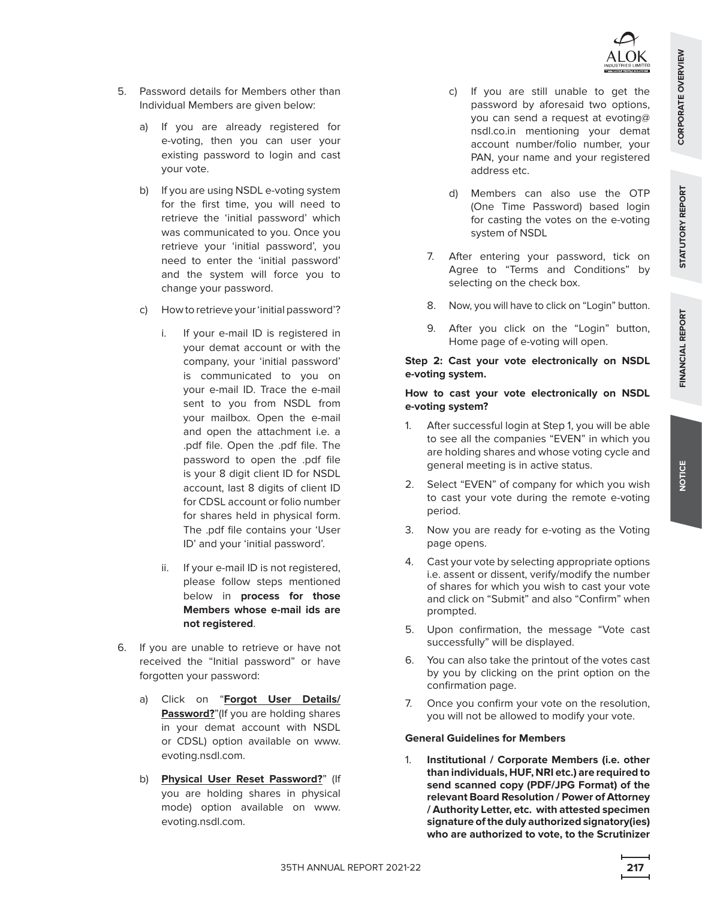5. Password details for Members other than Individual Members are given below:

   a) If you are already registered for e-voting, then you can user your existing password to login and cast your vote.

   b) If you are using NSDL e-voting system for the first time, you will need to retrieve the 'initial password' which was communicated to you. Once you retrieve your 'initial password', you need to enter the 'initial password' and the system will force you to change your password.

   c) How to retrieve your 'initial password'?

      i. If your e-mail ID is registered in your demat account or with the company, your 'initial password' is communicated to you on your e-mail ID. Trace the e-mail sent to you from NSDL from your mailbox. Open the e-mail and open the attachment i.e. a .pdf file. Open the .pdf file. The password to open the .pdf file is your 8 digit client ID for NSDL account, last 8 digits of client ID for CDSL account or folio number for shares held in physical form. The .pdf file contains your 'User ID' and your 'initial password'.

      ii. If your e-mail ID is not registered, please follow steps mentioned below in **process for those Members whose e-mail ids are not registered**.

6. If you are unable to retrieve or have not received the "Initial password" or have forgotten your password:

   a) Click on "**Forgot User Details/ Password?**"(If you are holding shares in your demat account with NSDL or CDSL) option available on www.evoting.nsdl.com.

   b) **Physical User Reset Password?**" (If you are holding shares in physical mode) option available on www.evoting.nsdl.com.

   c) If you are still unable to get the password by aforesaid two options, you can send a request at evoting@nsdl.co.in mentioning your demat account number/folio number, your PAN, your name and your registered address etc.

   d) Members can also use the OTP (One Time Password) based login for casting the votes on the e-voting system of NSDL

7. After entering your password, tick on Agree to "Terms and Conditions" by selecting on the check box.

8. Now, you will have to click on "Login" button.

9. After you click on the "Login" button, Home page of e-voting will open.

**Step 2: Cast your vote electronically on NSDL e-voting system.**

**How to cast your vote electronically on NSDL e-voting system?**

1. After successful login at Step 1, you will be able to see all the companies "EVEN" in which you are holding shares and whose voting cycle and general meeting is in active status.
2. Select "EVEN" of company for which you wish to cast your vote during the remote e-voting period.
3. Now you are ready for e-voting as the Voting page opens.
4. Cast your vote by selecting appropriate options i.e. assent or dissent, verify/modify the number of shares for which you wish to cast your vote and click on "Submit" and also "Confirm" when prompted.
5. Upon confirmation, the message "Vote cast successfully" will be displayed.
6. You can also take the printout of the votes cast by you by clicking on the print option on the confirmation page.
7. Once you confirm your vote on the resolution, you will not be allowed to modify your vote.

**General Guidelines for Members**

1. **Institutional / Corporate Members (i.e. other than individuals, HUF, NRI etc.) are required to send scanned copy (PDF/JPG Format) of the relevant Board Resolution / Power of Attorney / Authority Letter, etc. with attested specimen signature of the duly authorized signatory(ies) who are authorized to vote, to the Scrutinizer**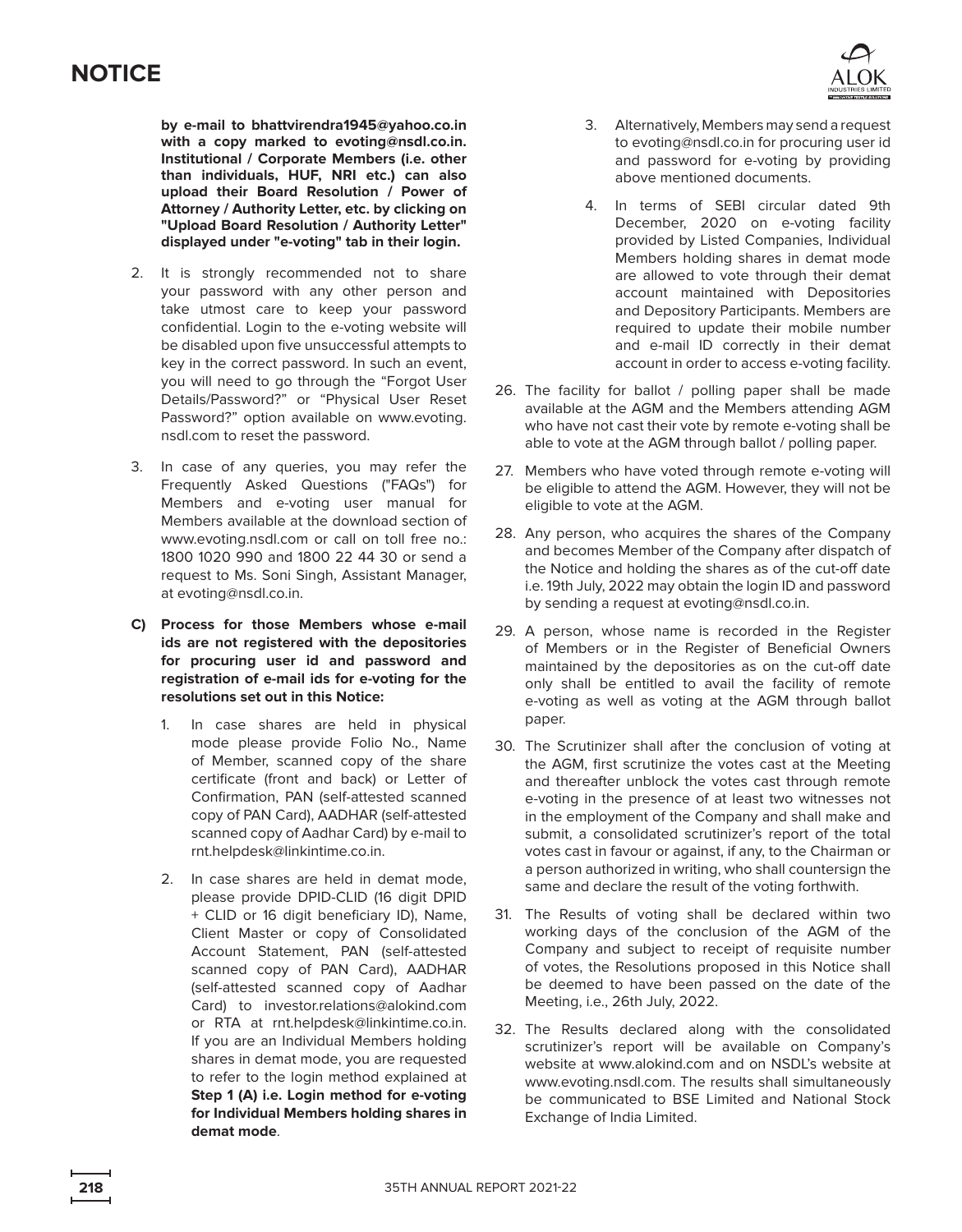**by e-mail to bhattvirendra1945@yahoo.co.in with a copy marked to evoting@nsdl.co.in. Institutional / Corporate Members (i.e. other than individuals, HUF, NRI etc.) can also upload their Board Resolution / Power of Attorney / Authority Letter, etc. by clicking on "Upload Board Resolution / Authority Letter" displayed under "e-voting" tab in their login.**

2. It is strongly recommended not to share your password with any other person and take utmost care to keep your password confidential. Login to the e-voting website will be disabled upon five unsuccessful attempts to key in the correct password. In such an event, you will need to go through the "Forgot User Details/Password?" or "Physical User Reset Password?" option available on www.evoting.nsdl.com to reset the password.

3. In case of any queries, you may refer the Frequently Asked Questions ("FAQs") for Members and e-voting user manual for Members available at the download section of www.evoting.nsdl.com or call on toll free no.: 1800 1020 990 and 1800 22 44 30 or send a request to Ms. Soni Singh, Assistant Manager, at evoting@nsdl.co.in.

**C) Process for those Members whose e-mail ids are not registered with the depositories for procuring user id and password and registration of e-mail ids for e-voting for the resolutions set out in this Notice:**

1. In case shares are held in physical mode please provide Folio No., Name of Member, scanned copy of the share certificate (front and back) or Letter of Confirmation, PAN (self-attested scanned copy of PAN Card), AADHAR (self-attested scanned copy of Aadhar Card) by e-mail to rnt.helpdesk@linkintime.co.in.

2. In case shares are held in demat mode, please provide DPID-CLID (16 digit DPID + CLID or 16 digit beneficiary ID), Name, Client Master or copy of Consolidated Account Statement, PAN (self-attested scanned copy of PAN Card), AADHAR (self-attested scanned copy of Aadhar Card) to investor.relations@alokind.com or RTA at rnt.helpdesk@linkintime.co.in. If you are an Individual Members holding shares in demat mode, you are requested to refer to the login method explained at **Step 1 (A) i.e. Login method for e-voting for Individual Members holding shares in demat mode**.

3. Alternatively, Members may send a request to evoting@nsdl.co.in for procuring user id and password for e-voting by providing above mentioned documents.

4. In terms of SEBI circular dated 9th December, 2020 on e-voting facility provided by Listed Companies, Individual Members holding shares in demat mode are allowed to vote through their demat account maintained with Depositories and Depository Participants. Members are required to update their mobile number and e-mail ID correctly in their demat account in order to access e-voting facility.

26. The facility for ballot / polling paper shall be made available at the AGM and the Members attending AGM who have not cast their vote by remote e-voting shall be able to vote at the AGM through ballot / polling paper.

27. Members who have voted through remote e-voting will be eligible to attend the AGM. However, they will not be eligible to vote at the AGM.

28. Any person, who acquires the shares of the Company and becomes Member of the Company after dispatch of the Notice and holding the shares as of the cut-off date i.e. 19th July, 2022 may obtain the login ID and password by sending a request at evoting@nsdl.co.in.

29. A person, whose name is recorded in the Register of Members or in the Register of Beneficial Owners maintained by the depositories as on the cut-off date only shall be entitled to avail the facility of remote e-voting as well as voting at the AGM through ballot paper.

30. The Scrutinizer shall after the conclusion of voting at the AGM, first scrutinize the votes cast at the Meeting and thereafter unblock the votes cast through remote e-voting in the presence of at least two witnesses not in the employment of the Company and shall make and submit, a consolidated scrutinizer's report of the total votes cast in favour or against, if any, to the Chairman or a person authorized in writing, who shall countersign the same and declare the result of the voting forthwith.

31. The Results of voting shall be declared within two working days of the conclusion of the AGM of the Company and subject to receipt of requisite number of votes, the Resolutions proposed in this Notice shall be deemed to have been passed on the date of the Meeting, i.e., 26th July, 2022.

32. The Results declared along with the consolidated scrutinizer's report will be available on Company's website at www.alokind.com and on NSDL's website at www.evoting.nsdl.com. The results shall simultaneously be communicated to BSE Limited and National Stock Exchange of India Limited.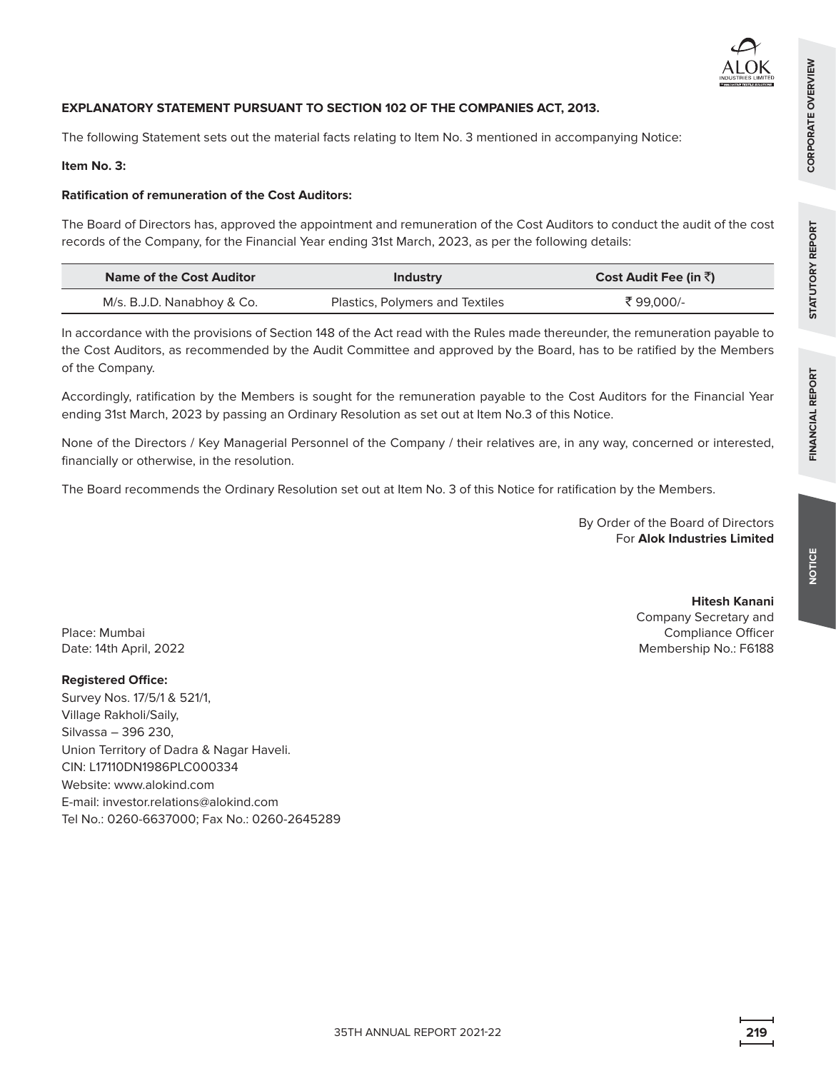**EXPLANATORY STATEMENT PURSUANT TO SECTION 102 OF THE COMPANIES ACT, 2013.**

The following Statement sets out the material facts relating to Item No. 3 mentioned in accompanying Notice:

**Item No. 3:**

**Ratification of remuneration of the Cost Auditors:**

The Board of Directors has, approved the appointment and remuneration of the Cost Auditors to conduct the audit of the cost records of the Company, for the Financial Year ending 31st March, 2023, as per the following details:

| Name of the Cost Auditor | Industry | Cost Audit Fee (in ₹) |
|---|---|---|
| M/s. B.J.D. Nanabhoy & Co. | Plastics, Polymers and Textiles | ₹ 99,000/- |

In accordance with the provisions of Section 148 of the Act read with the Rules made thereunder, the remuneration payable to the Cost Auditors, as recommended by the Audit Committee and approved by the Board, has to be ratified by the Members of the Company.

Accordingly, ratification by the Members is sought for the remuneration payable to the Cost Auditors for the Financial Year ending 31st March, 2023 by passing an Ordinary Resolution as set out at Item No.3 of this Notice.

None of the Directors / Key Managerial Personnel of the Company / their relatives are, in any way, concerned or interested, financially or otherwise, in the resolution.

The Board recommends the Ordinary Resolution set out at Item No. 3 of this Notice for ratification by the Members.

By Order of the Board of Directors
For **Alok Industries Limited**

**Hitesh Kanani**
Company Secretary and
Compliance Officer
Membership No.: F6188

Place: Mumbai
Date: 14th April, 2022

**Registered Office:**
Survey Nos. 17/5/1 & 521/1,
Village Rakholi/Saily,
Silvassa – 396 230,
Union Territory of Dadra & Nagar Haveli.
CIN: L17110DN1986PLC000334
Website: www.alokind.com
E-mail: investor.relations@alokind.com
Tel No.: 0260-6637000; Fax No.: 0260-2645289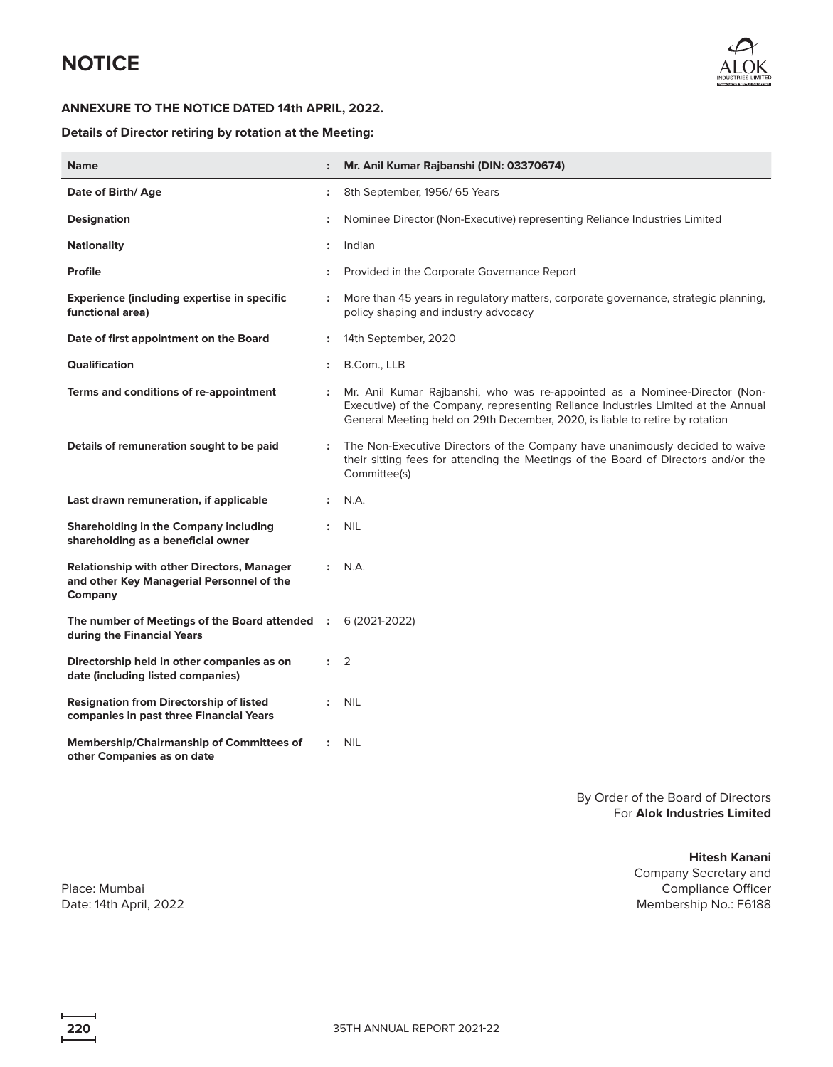# NOTICE

**ANNEXURE TO THE NOTICE DATED 14th APRIL, 2022.**

**Details of Director retiring by rotation at the Meeting:**

| Name | : | Mr. Anil Kumar Rajbanshi (DIN: 03370674) |
|---|---|---|
| **Date of Birth/ Age** | : | 8th September, 1956/ 65 Years |
| **Designation** | : | Nominee Director (Non-Executive) representing Reliance Industries Limited |
| **Nationality** | : | Indian |
| **Profile** | : | Provided in the Corporate Governance Report |
| **Experience (including expertise in specific functional area)** | : | More than 45 years in regulatory matters, corporate governance, strategic planning, policy shaping and industry advocacy |
| **Date of first appointment on the Board** | : | 14th September, 2020 |
| **Qualification** | : | B.Com., LLB |
| **Terms and conditions of re-appointment** | : | Mr. Anil Kumar Rajbanshi, who was re-appointed as a Nominee-Director (Non-Executive) of the Company, representing Reliance Industries Limited at the Annual General Meeting held on 29th December, 2020, is liable to retire by rotation |
| **Details of remuneration sought to be paid** | : | The Non-Executive Directors of the Company have unanimously decided to waive their sitting fees for attending the Meetings of the Board of Directors and/or the Committee(s) |
| **Last drawn remuneration, if applicable** | : | N.A. |
| **Shareholding in the Company including shareholding as a beneficial owner** | : | NIL |
| **Relationship with other Directors, Manager and other Key Managerial Personnel of the Company** | : | N.A. |
| **The number of Meetings of the Board attended during the Financial Years** | : | 6 (2021-2022) |
| **Directorship held in other companies as on date (including listed companies)** | : | 2 |
| **Resignation from Directorship of listed companies in past three Financial Years** | : | NIL |
| **Membership/Chairmanship of Committees of other Companies as on date** | : | NIL |

By Order of the Board of Directors
For **Alok Industries Limited**

**Hitesh Kanani**
Company Secretary and
Compliance Officer
Membership No.: F6188

Place: Mumbai
Date: 14th April, 2022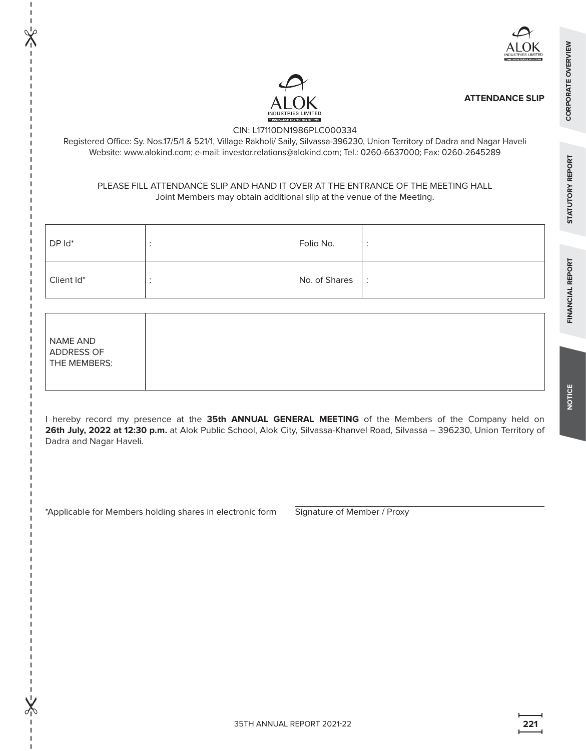## ATTENDANCE SLIP

CIN: L17110DN1986PLC000334

Registered Office: Sy. Nos.17/5/1 & 521/1, Village Rakholi/ Saily, Silvassa-396230, Union Territory of Dadra and Nagar Haveli

Website: www.alokind.com; e-mail: investor.relations@alokind.com; Tel.: 0260-6637000; Fax: 0260-2645289

PLEASE FILL ATTENDANCE SLIP AND HAND IT OVER AT THE ENTRANCE OF THE MEETING HALL

Joint Members may obtain additional slip at the venue of the Meeting.

| DP Id* | : | Folio No. | : |
|---|---|---|---|
| Client Id* | : | No. of Shares | : |

| NAME AND ADDRESS OF THE MEMBERS: | |
|---|---|

I hereby record my presence at the **35th ANNUAL GENERAL MEETING** of the Members of the Company held on **26th July, 2022 at 12:30 p.m.** at Alok Public School, Alok City, Silvassa-Khanvel Road, Silvassa – 396230, Union Territory of Dadra and Nagar Haveli.

*Applicable for Members holding shares in electronic form

Signature of Member / Proxy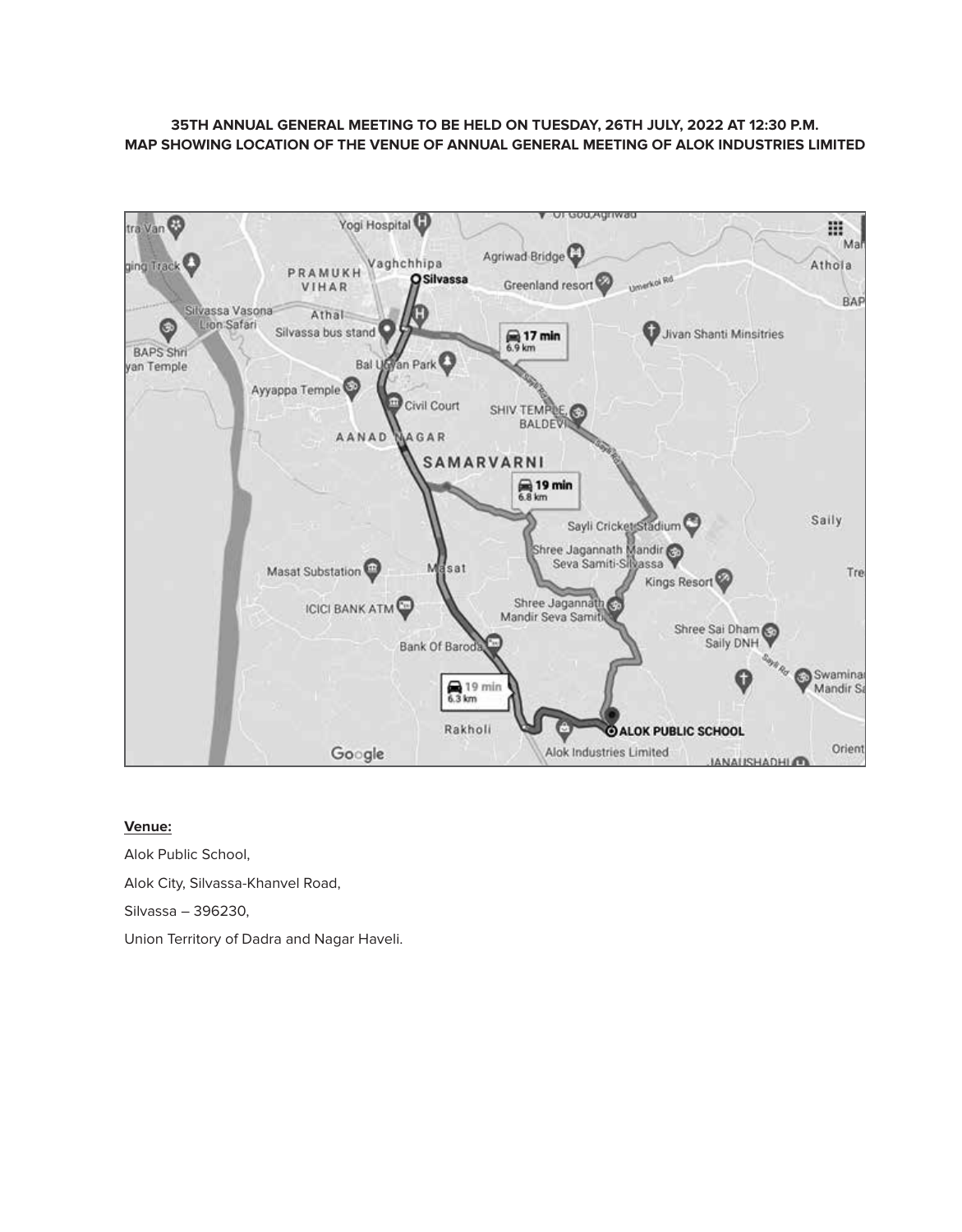**35TH ANNUAL GENERAL MEETING TO BE HELD ON TUESDAY, 26TH JULY, 2022 AT 12:30 P.M.**
**MAP SHOWING LOCATION OF THE VENUE OF ANNUAL GENERAL MEETING OF ALOK INDUSTRIES LIMITED**

**Venue:**

Alok Public School,

Alok City, Silvassa-Khanvel Road,

Silvassa – 396230,

Union Territory of Dadra and Nagar Haveli.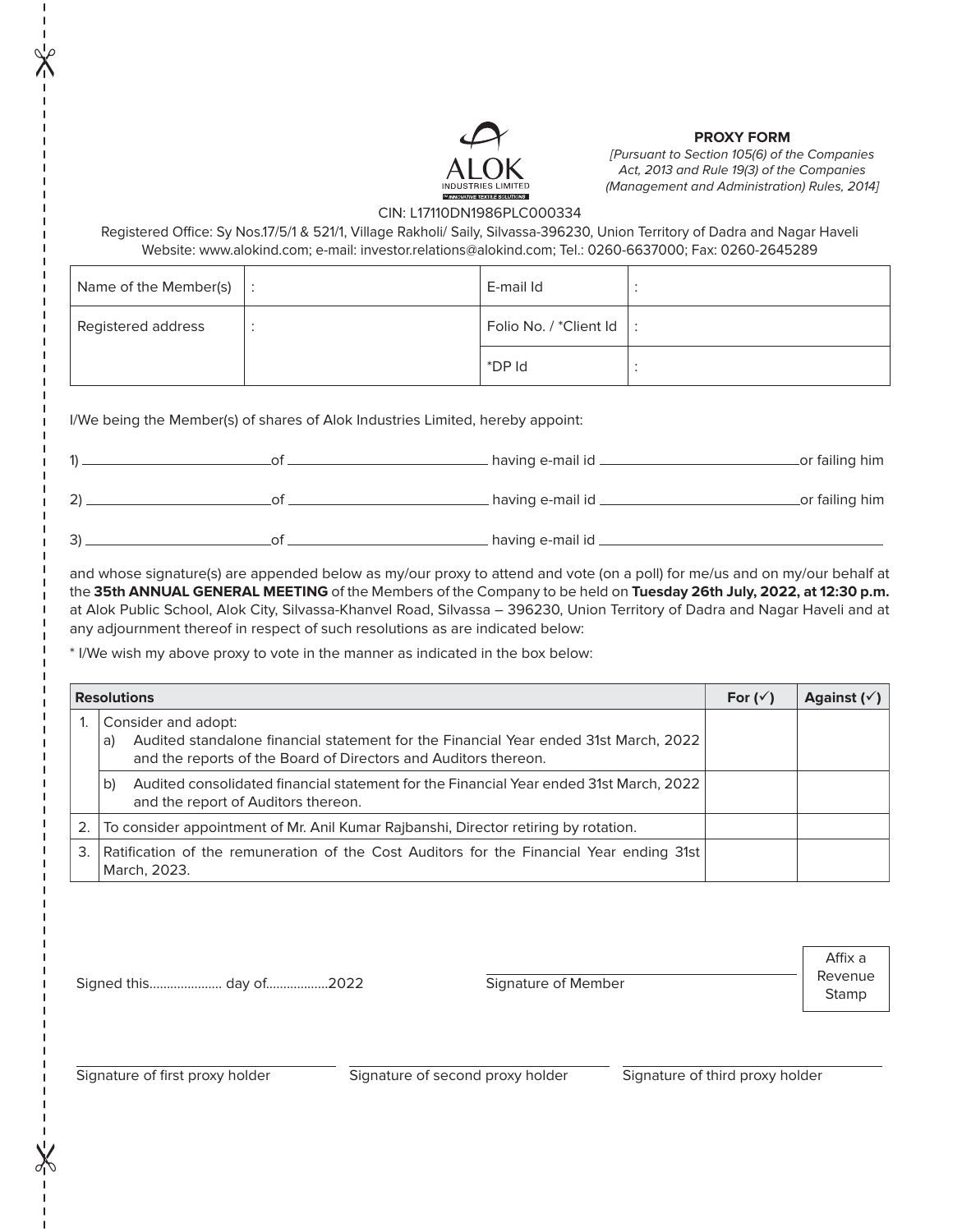ALOK INDUSTRIES LIMITED

INNOVATIVE TEXTILE SOLUTIONS

## PROXY FORM

*[Pursuant to Section 105(6) of the Companies Act, 2013 and Rule 19(3) of the Companies (Management and Administration) Rules, 2014]*

CIN: L17110DN1986PLC000334

Registered Office: Sy Nos.17/5/1 & 521/1, Village Rakholi/ Saily, Silvassa-396230, Union Territory of Dadra and Nagar Haveli
Website: www.alokind.com; e-mail: investor.relations@alokind.com; Tel.: 0260-6637000; Fax: 0260-2645289

| | | | |
|---|---|---|---|
| Name of the Member(s) | : | E-mail Id | : |
| Registered address | : | Folio No. / *Client Id | : |
| | | *DP Id | : |

I/We being the Member(s) of shares of Alok Industries Limited, hereby appoint:

1) ________________ of ________________ having e-mail id ________________ or failing him

2) ________________ of ________________ having e-mail id ________________ or failing him

3) ________________ of ________________ having e-mail id ________________

and whose signature(s) are appended below as my/our proxy to attend and vote (on a poll) for me/us and on my/our behalf at the **35th ANNUAL GENERAL MEETING** of the Members of the Company to be held on **Tuesday 26th July, 2022, at 12:30 p.m.** at Alok Public School, Alok City, Silvassa-Khanvel Road, Silvassa – 396230, Union Territory of Dadra and Nagar Haveli and at any adjournment thereof in respect of such resolutions as are indicated below:

* I/We wish my above proxy to vote in the manner as indicated in the box below:

| | Resolutions | For (✓) | Against (✓) |
|---|---|---|---|
| 1. | Consider and adopt:<br>a) Audited standalone financial statement for the Financial Year ended 31st March, 2022 and the reports of the Board of Directors and Auditors thereon. | | |
| | b) Audited consolidated financial statement for the Financial Year ended 31st March, 2022 and the report of Auditors thereon. | | |
| 2. | To consider appointment of Mr. Anil Kumar Rajbanshi, Director retiring by rotation. | | |
| 3. | Ratification of the remuneration of the Cost Auditors for the Financial Year ending 31st March, 2023. | | |

Signed this.................... day of.................2022

Signature of Member

Affix a Revenue Stamp

Signature of first proxy holder

Signature of second proxy holder

Signature of third proxy holder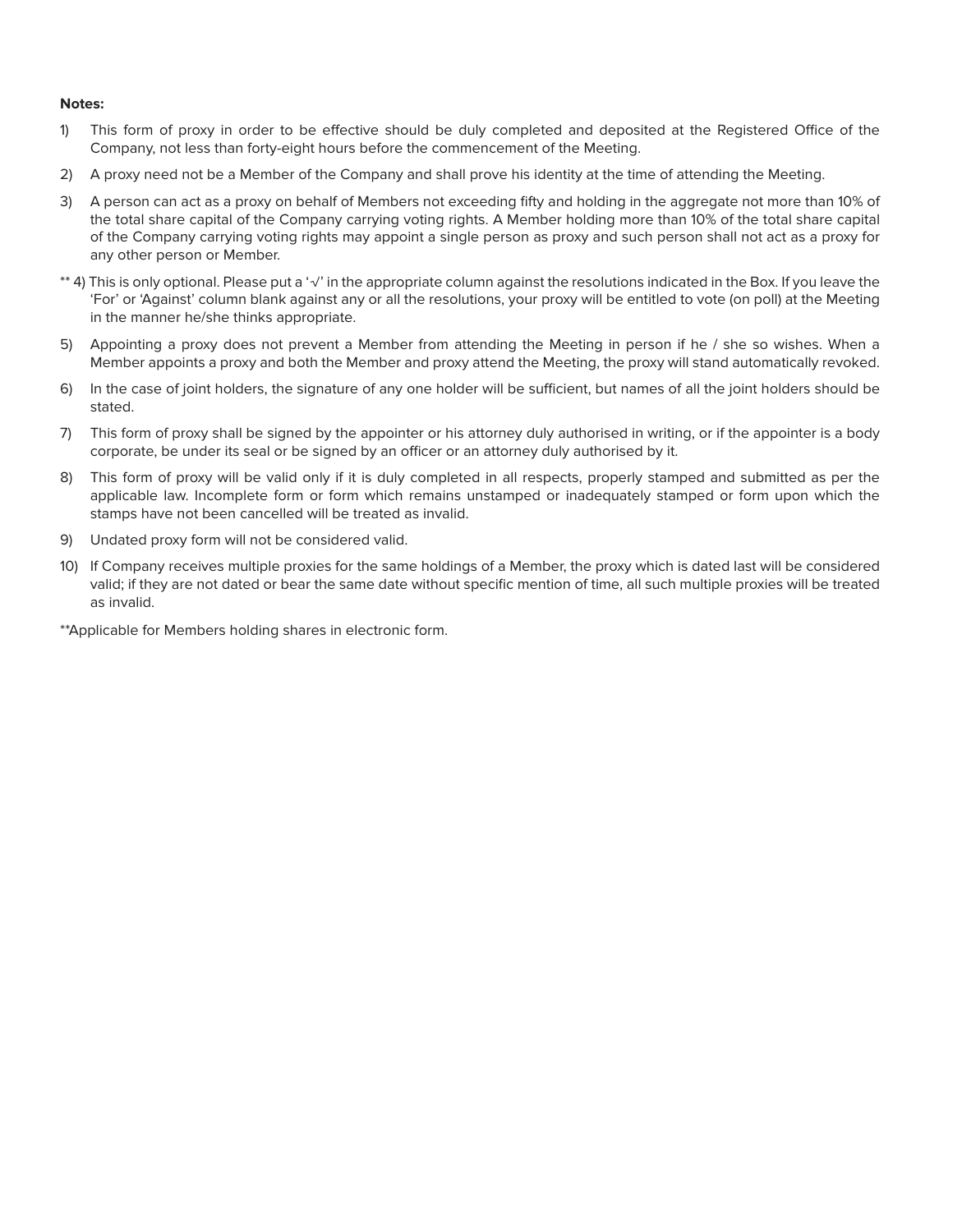**Notes:**

1) This form of proxy in order to be effective should be duly completed and deposited at the Registered Office of the Company, not less than forty-eight hours before the commencement of the Meeting.

2) A proxy need not be a Member of the Company and shall prove his identity at the time of attending the Meeting.

3) A person can act as a proxy on behalf of Members not exceeding fifty and holding in the aggregate not more than 10% of the total share capital of the Company carrying voting rights. A Member holding more than 10% of the total share capital of the Company carrying voting rights may appoint a single person as proxy and such person shall not act as a proxy for any other person or Member.

** 4) This is only optional. Please put a '√' in the appropriate column against the resolutions indicated in the Box. If you leave the 'For' or 'Against' column blank against any or all the resolutions, your proxy will be entitled to vote (on poll) at the Meeting in the manner he/she thinks appropriate.

5) Appointing a proxy does not prevent a Member from attending the Meeting in person if he / she so wishes. When a Member appoints a proxy and both the Member and proxy attend the Meeting, the proxy will stand automatically revoked.

6) In the case of joint holders, the signature of any one holder will be sufficient, but names of all the joint holders should be stated.

7) This form of proxy shall be signed by the appointer or his attorney duly authorised in writing, or if the appointer is a body corporate, be under its seal or be signed by an officer or an attorney duly authorised by it.

8) This form of proxy will be valid only if it is duly completed in all respects, properly stamped and submitted as per the applicable law. Incomplete form or form which remains unstamped or inadequately stamped or form upon which the stamps have not been cancelled will be treated as invalid.

9) Undated proxy form will not be considered valid.

10) If Company receives multiple proxies for the same holdings of a Member, the proxy which is dated last will be considered valid; if they are not dated or bear the same date without specific mention of time, all such multiple proxies will be treated as invalid.

**Applicable for Members holding shares in electronic form.